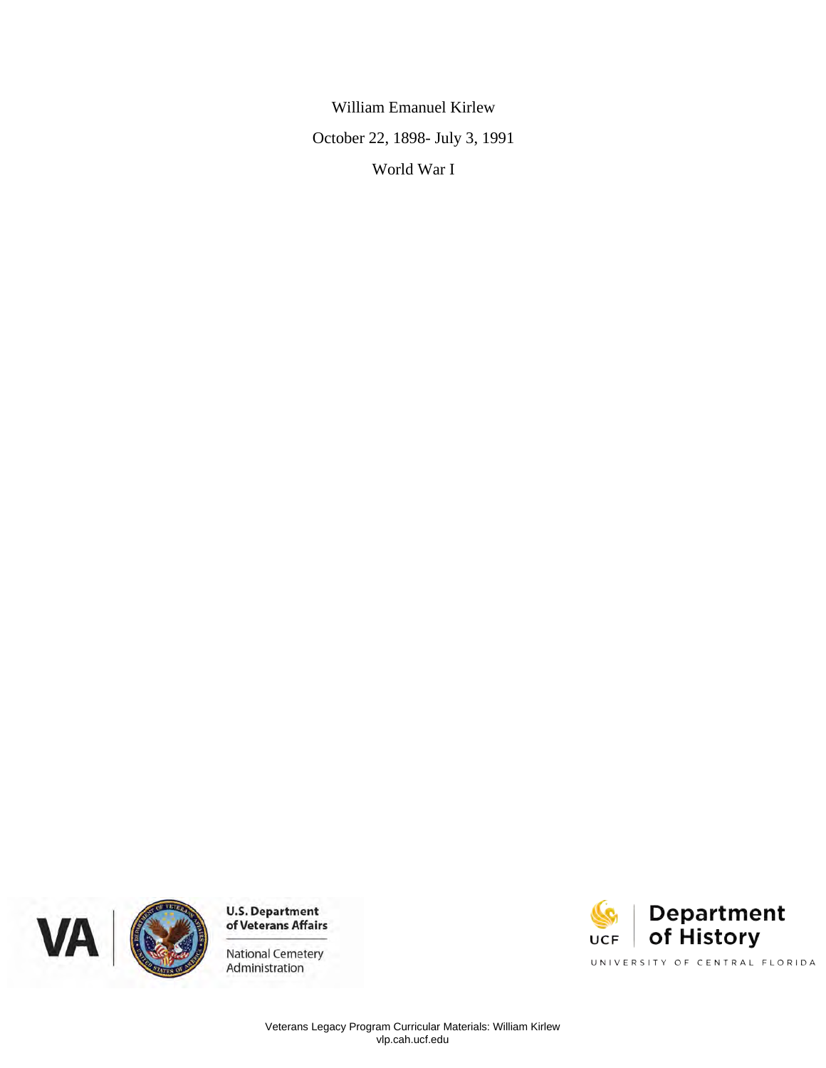William Emanuel Kirlew

October 22, 1898- July 3, 1991

World War I

U.S. Department of Veterans Affairs

National Cemetery Administration

UCF Department of History

UNIVERSITY OF CENTRAL FLORIDA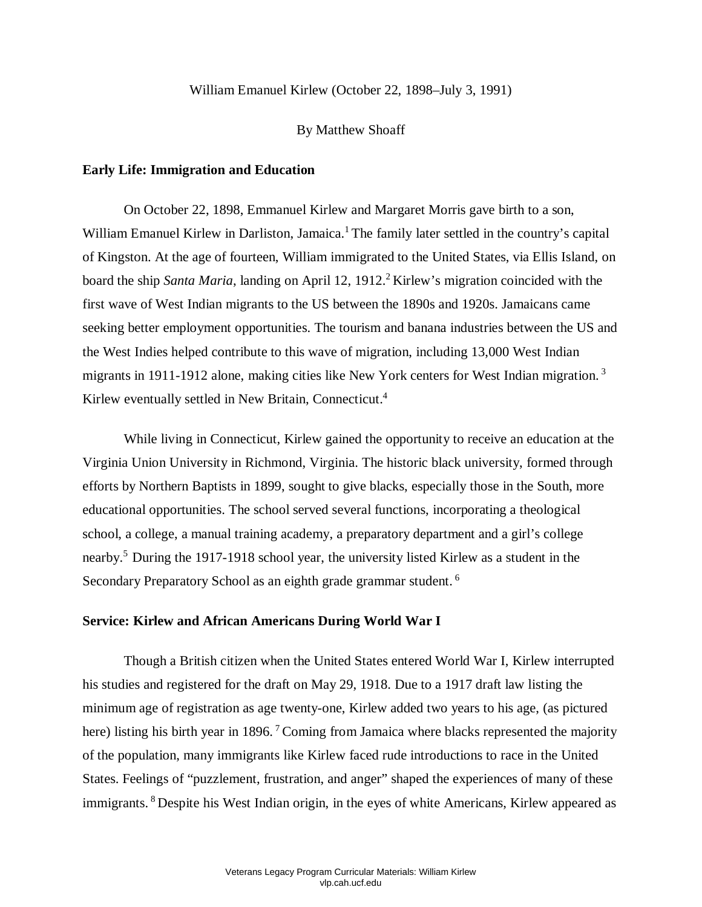William Emanuel Kirlew (October 22, 1898–July 3, 1991)

By Matthew Shoaff

**Early Life: Immigration and Education**

On October 22, 1898, Emmanuel Kirlew and Margaret Morris gave birth to a son, William Emanuel Kirlew in Darliston, Jamaica.[1] The family later settled in the country's capital of Kingston. At the age of fourteen, William immigrated to the United States, via Ellis Island, on board the ship *Santa Maria*, landing on April 12, 1912.[2] Kirlew's migration coincided with the first wave of West Indian migrants to the US between the 1890s and 1920s. Jamaicans came seeking better employment opportunities. The tourism and banana industries between the US and the West Indies helped contribute to this wave of migration, including 13,000 West Indian migrants in 1911-1912 alone, making cities like New York centers for West Indian migration.[3] Kirlew eventually settled in New Britain, Connecticut.[4]

While living in Connecticut, Kirlew gained the opportunity to receive an education at the Virginia Union University in Richmond, Virginia. The historic black university, formed through efforts by Northern Baptists in 1899, sought to give blacks, especially those in the South, more educational opportunities. The school served several functions, incorporating a theological school, a college, a manual training academy, a preparatory department and a girl's college nearby.[5] During the 1917-1918 school year, the university listed Kirlew as a student in the Secondary Preparatory School as an eighth grade grammar student.[6]

**Service: Kirlew and African Americans During World War I**

Though a British citizen when the United States entered World War I, Kirlew interrupted his studies and registered for the draft on May 29, 1918. Due to a 1917 draft law listing the minimum age of registration as age twenty-one, Kirlew added two years to his age, (as pictured here) listing his birth year in 1896.[7] Coming from Jamaica where blacks represented the majority of the population, many immigrants like Kirlew faced rude introductions to race in the United States. Feelings of "puzzlement, frustration, and anger" shaped the experiences of many of these immigrants.[8] Despite his West Indian origin, in the eyes of white Americans, Kirlew appeared as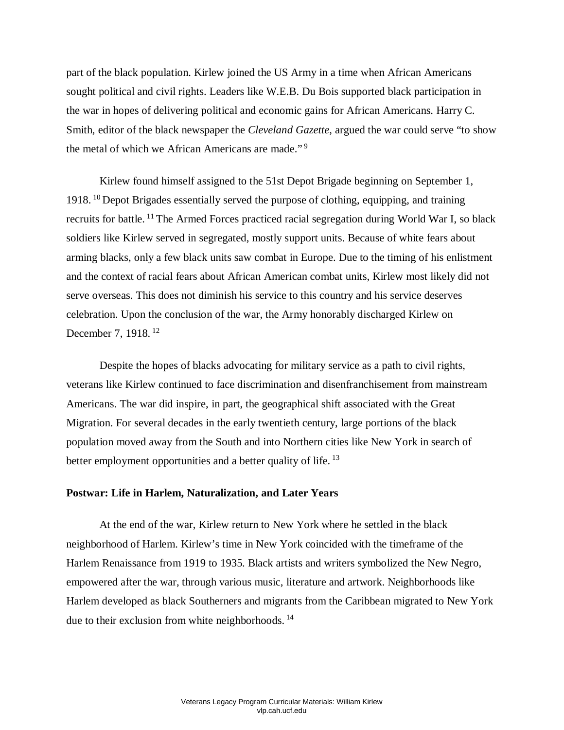part of the black population. Kirlew joined the US Army in a time when African Americans sought political and civil rights. Leaders like W.E.B. Du Bois supported black participation in the war in hopes of delivering political and economic gains for African Americans. Harry C. Smith, editor of the black newspaper the *Cleveland Gazette*, argued the war could serve "to show the metal of which we African Americans are made." [9]

Kirlew found himself assigned to the 51st Depot Brigade beginning on September 1, 1918. [10] Depot Brigades essentially served the purpose of clothing, equipping, and training recruits for battle. [11] The Armed Forces practiced racial segregation during World War I, so black soldiers like Kirlew served in segregated, mostly support units. Because of white fears about arming blacks, only a few black units saw combat in Europe. Due to the timing of his enlistment and the context of racial fears about African American combat units, Kirlew most likely did not serve overseas. This does not diminish his service to this country and his service deserves celebration. Upon the conclusion of the war, the Army honorably discharged Kirlew on December 7, 1918. [12]

Despite the hopes of blacks advocating for military service as a path to civil rights, veterans like Kirlew continued to face discrimination and disenfranchisement from mainstream Americans. The war did inspire, in part, the geographical shift associated with the Great Migration. For several decades in the early twentieth century, large portions of the black population moved away from the South and into Northern cities like New York in search of better employment opportunities and a better quality of life. [13]

**Postwar: Life in Harlem, Naturalization, and Later Years**

At the end of the war, Kirlew return to New York where he settled in the black neighborhood of Harlem. Kirlew's time in New York coincided with the timeframe of the Harlem Renaissance from 1919 to 1935. Black artists and writers symbolized the New Negro, empowered after the war, through various music, literature and artwork. Neighborhoods like Harlem developed as black Southerners and migrants from the Caribbean migrated to New York due to their exclusion from white neighborhoods. [14]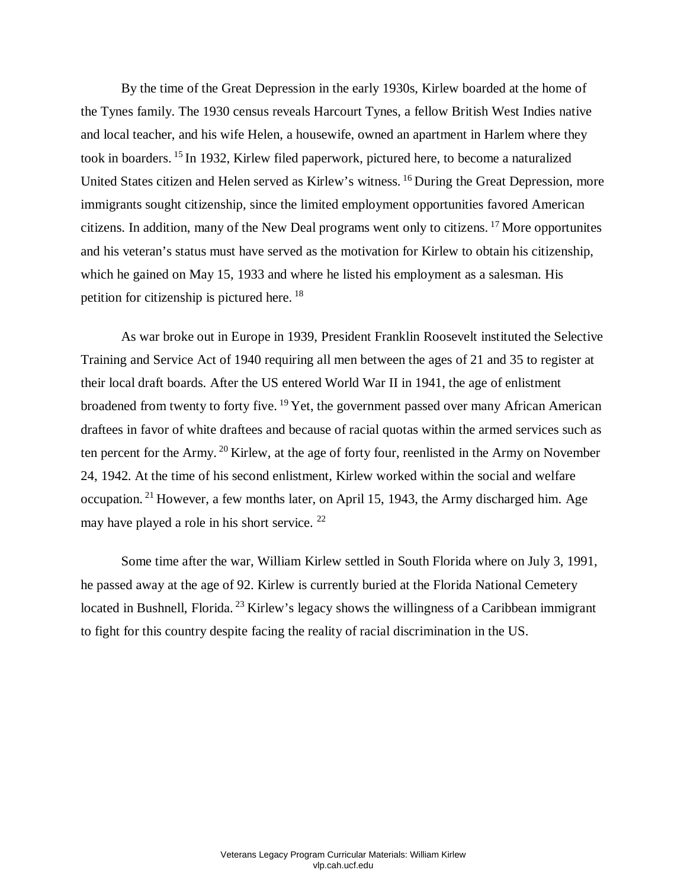By the time of the Great Depression in the early 1930s, Kirlew boarded at the home of the Tynes family. The 1930 census reveals Harcourt Tynes, a fellow British West Indies native and local teacher, and his wife Helen, a housewife, owned an apartment in Harlem where they took in boarders. [15] In 1932, Kirlew filed paperwork, pictured here, to become a naturalized United States citizen and Helen served as Kirlew's witness. [16] During the Great Depression, more immigrants sought citizenship, since the limited employment opportunities favored American citizens. In addition, many of the New Deal programs went only to citizens. [17] More opportunites and his veteran's status must have served as the motivation for Kirlew to obtain his citizenship, which he gained on May 15, 1933 and where he listed his employment as a salesman. His petition for citizenship is pictured here. [18]

As war broke out in Europe in 1939, President Franklin Roosevelt instituted the Selective Training and Service Act of 1940 requiring all men between the ages of 21 and 35 to register at their local draft boards. After the US entered World War II in 1941, the age of enlistment broadened from twenty to forty five. [19] Yet, the government passed over many African American draftees in favor of white draftees and because of racial quotas within the armed services such as ten percent for the Army. [20] Kirlew, at the age of forty four, reenlisted in the Army on November 24, 1942. At the time of his second enlistment, Kirlew worked within the social and welfare occupation. [21] However, a few months later, on April 15, 1943, the Army discharged him. Age may have played a role in his short service. [22]

Some time after the war, William Kirlew settled in South Florida where on July 3, 1991, he passed away at the age of 92. Kirlew is currently buried at the Florida National Cemetery located in Bushnell, Florida. [23] Kirlew's legacy shows the willingness of a Caribbean immigrant to fight for this country despite facing the reality of racial discrimination in the US.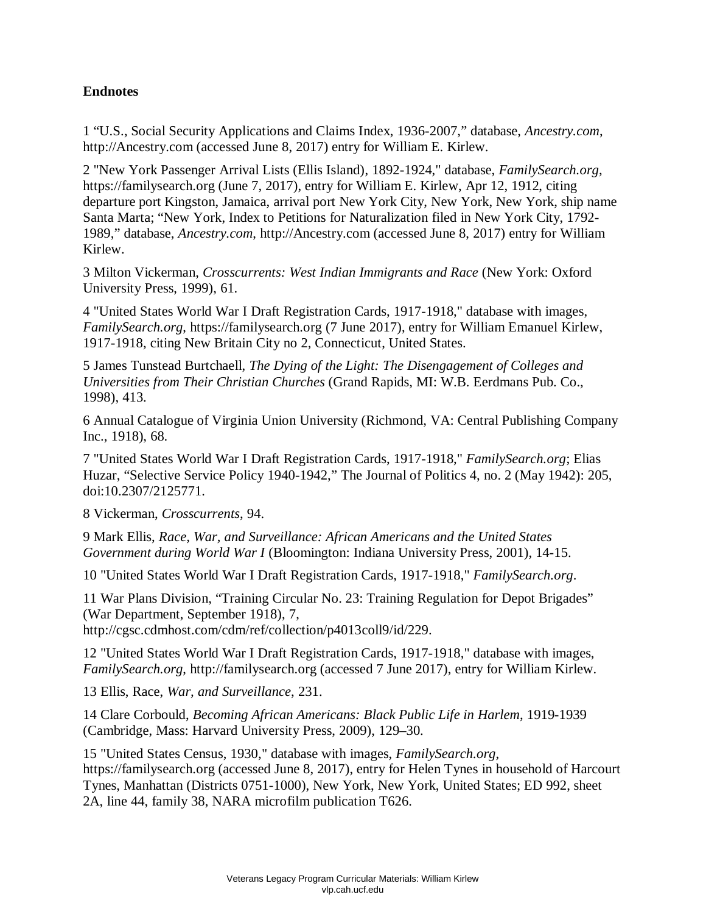**Endnotes**

1 "U.S., Social Security Applications and Claims Index, 1936-2007," database, *Ancestry.com*, http://Ancestry.com (accessed June 8, 2017) entry for William E. Kirlew.

2 "New York Passenger Arrival Lists (Ellis Island), 1892-1924," database, *FamilySearch.org*, https://familysearch.org (June 7, 2017), entry for William E. Kirlew, Apr 12, 1912, citing departure port Kingston, Jamaica, arrival port New York City, New York, New York, ship name Santa Marta; "New York, Index to Petitions for Naturalization filed in New York City, 1792-1989," database, *Ancestry.com*, http://Ancestry.com (accessed June 8, 2017) entry for William Kirlew.

3 Milton Vickerman, *Crosscurrents: West Indian Immigrants and Race* (New York: Oxford University Press, 1999), 61.

4 "United States World War I Draft Registration Cards, 1917-1918," database with images, *FamilySearch.org*, https://familysearch.org (7 June 2017), entry for William Emanuel Kirlew, 1917-1918, citing New Britain City no 2, Connecticut, United States.

5 James Tunstead Burtchaell, *The Dying of the Light: The Disengagement of Colleges and Universities from Their Christian Churches* (Grand Rapids, MI: W.B. Eerdmans Pub. Co., 1998), 413.

6 Annual Catalogue of Virginia Union University (Richmond, VA: Central Publishing Company Inc., 1918), 68.

7 "United States World War I Draft Registration Cards, 1917-1918," *FamilySearch.org*; Elias Huzar, "Selective Service Policy 1940-1942," The Journal of Politics 4, no. 2 (May 1942): 205, doi:10.2307/2125771.

8 Vickerman, *Crosscurrents*, 94.

9 Mark Ellis, *Race, War, and Surveillance: African Americans and the United States Government during World War I* (Bloomington: Indiana University Press, 2001), 14-15.

10 "United States World War I Draft Registration Cards, 1917-1918," *FamilySearch.org*.

11 War Plans Division, "Training Circular No. 23: Training Regulation for Depot Brigades" (War Department, September 1918), 7, http://cgsc.cdmhost.com/cdm/ref/collection/p4013coll9/id/229.

12 "United States World War I Draft Registration Cards, 1917-1918," database with images, *FamilySearch.org*, http://familysearch.org (accessed 7 June 2017), entry for William Kirlew.

13 Ellis, Race, *War, and Surveillance*, 231.

14 Clare Corbould, *Becoming African Americans: Black Public Life in Harlem*, 1919-1939 (Cambridge, Mass: Harvard University Press, 2009), 129–30.

15 "United States Census, 1930," database with images, *FamilySearch.org*, https://familysearch.org (accessed June 8, 2017), entry for Helen Tynes in household of Harcourt Tynes, Manhattan (Districts 0751-1000), New York, New York, United States; ED 992, sheet 2A, line 44, family 38, NARA microfilm publication T626.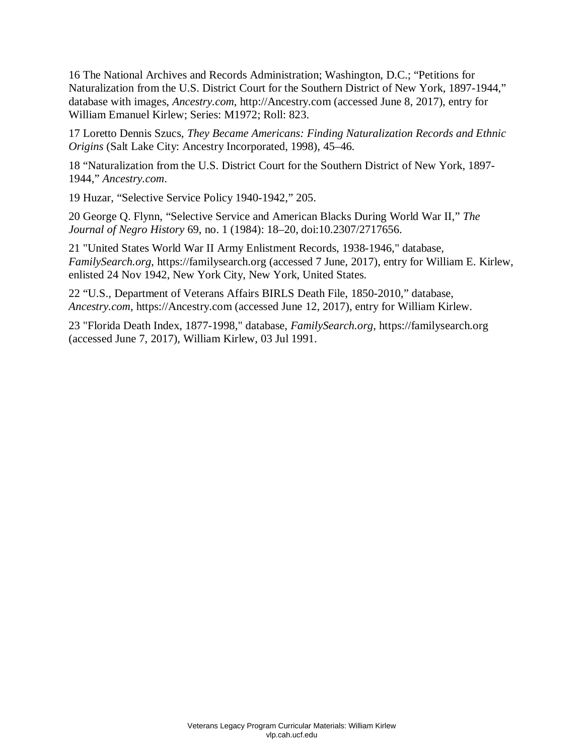16 The National Archives and Records Administration; Washington, D.C.; “Petitions for Naturalization from the U.S. District Court for the Southern District of New York, 1897-1944,” database with images, *Ancestry.com*, http://Ancestry.com (accessed June 8, 2017), entry for William Emanuel Kirlew; Series: M1972; Roll: 823.

17 Loretto Dennis Szucs, *They Became Americans: Finding Naturalization Records and Ethnic Origins* (Salt Lake City: Ancestry Incorporated, 1998), 45–46.

18 “Naturalization from the U.S. District Court for the Southern District of New York, 1897-1944,” *Ancestry.com*.

19 Huzar, “Selective Service Policy 1940-1942,” 205.

20 George Q. Flynn, “Selective Service and American Blacks During World War II,” *The Journal of Negro History* 69, no. 1 (1984): 18–20, doi:10.2307/2717656.

21 "United States World War II Army Enlistment Records, 1938-1946," database, *FamilySearch.org*, https://familysearch.org (accessed 7 June, 2017), entry for William E. Kirlew, enlisted 24 Nov 1942, New York City, New York, United States.

22 “U.S., Department of Veterans Affairs BIRLS Death File, 1850-2010,” database, *Ancestry.com*, https://Ancestry.com (accessed June 12, 2017), entry for William Kirlew.

23 "Florida Death Index, 1877-1998," database, *FamilySearch.org*, https://familysearch.org (accessed June 7, 2017), William Kirlew, 03 Jul 1991.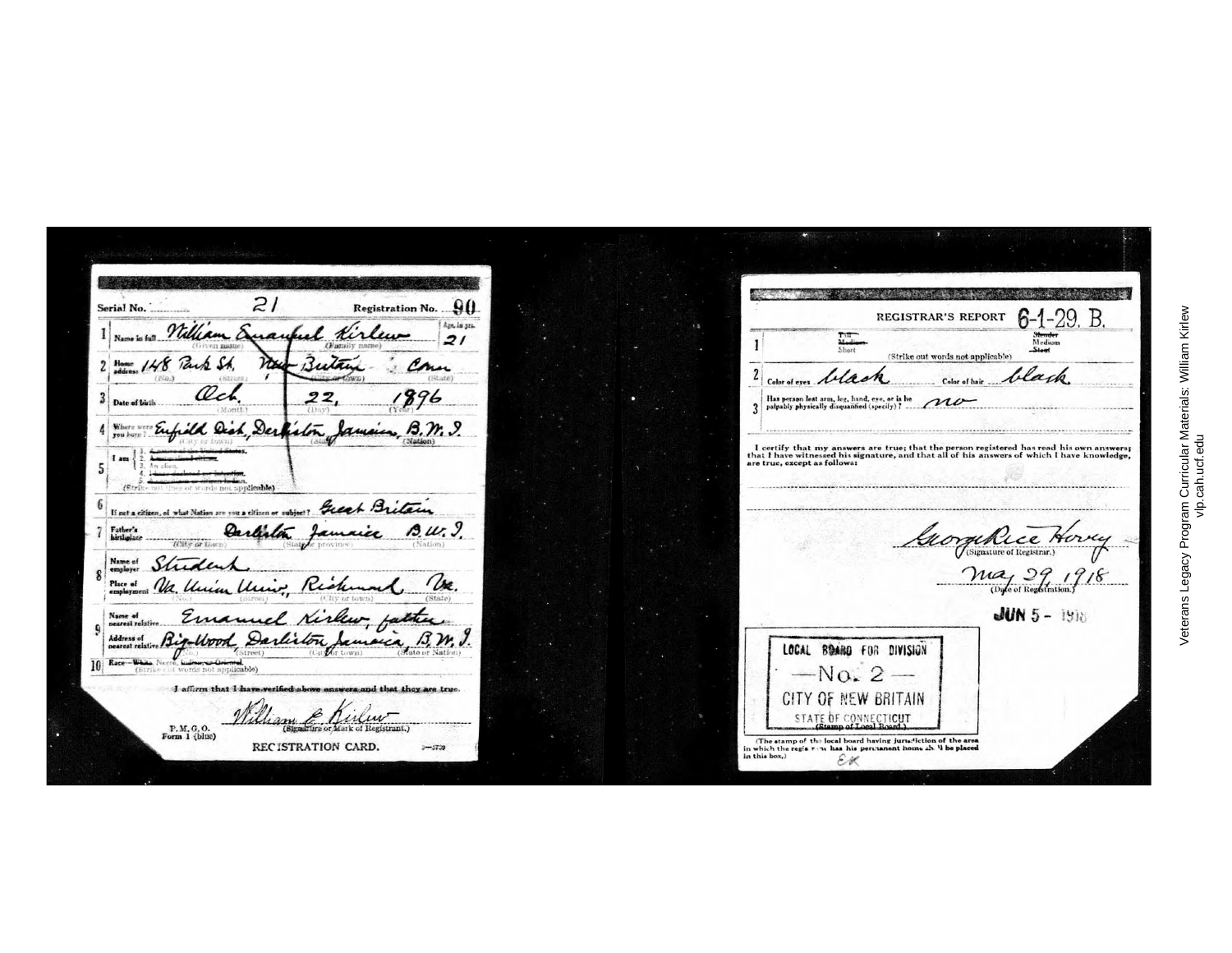**Serial No.** 21 **Registration No.** 90

1. **Name in full** William Emanuel Kirlew (Given name) (Family name) — **Age, in yrs.** 21
2. **Home address** 148 Park St, New Britain, Conn (No.) (Street) (City or town) (State)
3. **Date of birth** Oct. 22, 1896 (Month) (Day) (Year)
4. **Where were you born?** Enfield Dist, Darliston, Jamaica, B.W.I. (City or town) (State) (Nation)
5. **I am** ~~1. A native of the United States.~~ ~~2. A naturalized citizen.~~ 3. An alien. ~~4. I have declared my intention.~~ ~~5. A non-declarant or Indian.~~ (Strike out lines or words not applicable)
6. **If not a citizen, of what Nation are you a citizen or subject?** Great Britain
7. **Father's birthplace** Darliston Jamaica B.W.I. (City or town) (State or province) (Nation)
8. **Name of employer** Student — **Place of employment** Va. Union Univ, Richmond Va. (No.) (Street) (City or town) (State)
9. **Name of nearest relative** Emanuel Kirlew, father — **Address of nearest relative** Big Wood, Darliston, Jamaica, B.W.I. (No.) (Street) (City or town) (State or Nation)
10. **Race**— ~~White~~, Negro, ~~Indian, or Oriental~~. (Strike out words not applicable)

I affirm that I have verified above answers and that they are true.

William E. Kirlew (Signature or Mark of Registrant.)

P.M.G.O. Form 1 (blue)

REGISTRATION CARD.

---

**REGISTRAR'S REPORT** 6-1-29. B.

1. ~~Tall~~ ~~Medium~~ Short — ~~Slender~~ Medium ~~Stout~~ (Strike out words not applicable)
2. Color of eyes black — Color of hair black
3. Has person lost arm, leg, hand, eye, or is he palpably physically disqualified (specify)? no

I certify that my answers are true; that the person registered has read his own answers; that I have witnessed his signature, and that all of his answers of which I have knowledge, are true, except as follows:

George Rice Hovey (Signature of Registrar.)

May 29, 1918 (Date of Registration.)

JUN 5 - 1918

LOCAL BOARD FOR DIVISION
— No. 2 —
CITY OF NEW BRITAIN
STATE OF CONNECTICUT
(Stamp of Local Board.)

(The stamp of the local board having jurisdiction of the area in which the registrant has his permanent home shall be placed in this box.)

EK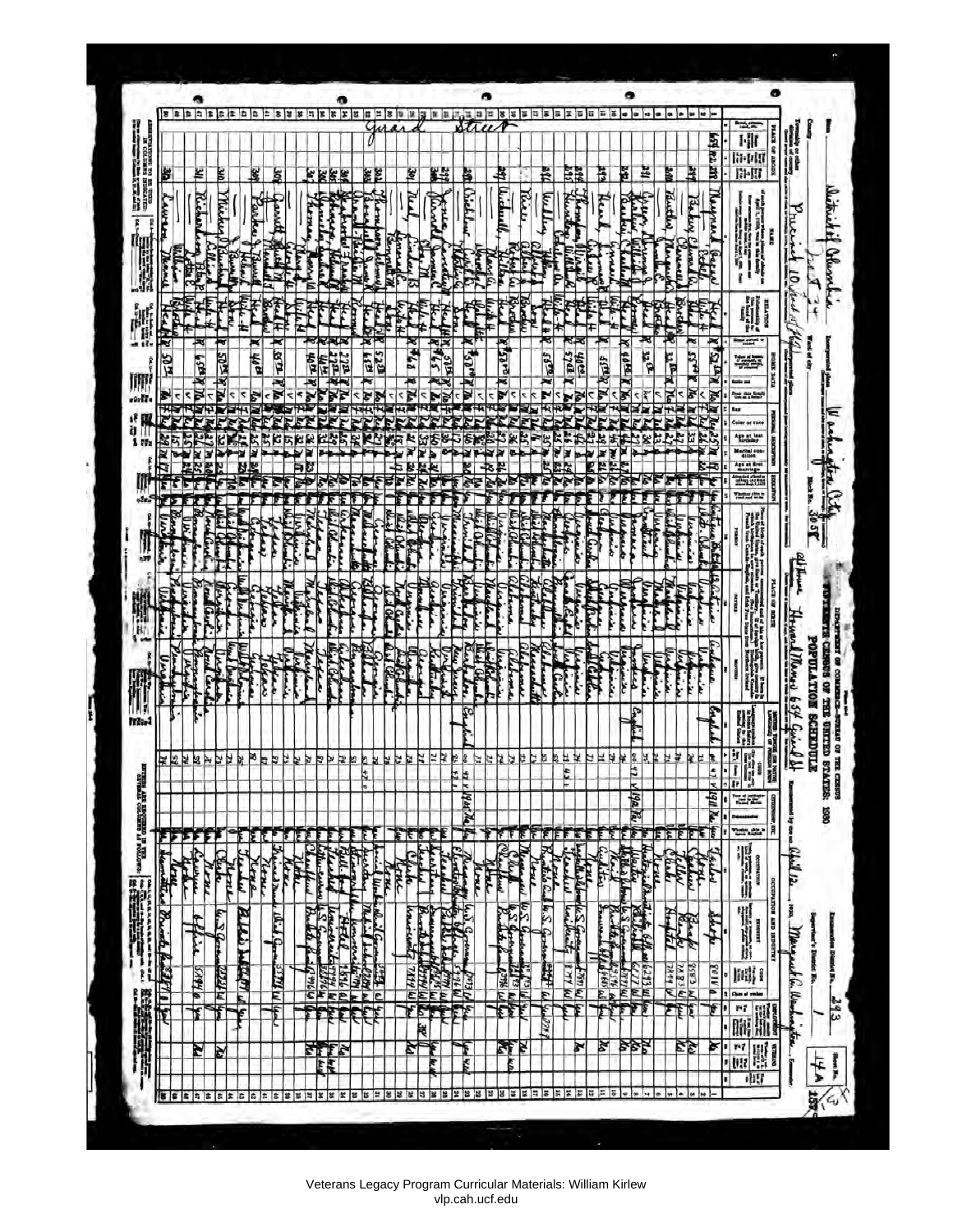DEPARTMENT OF COMMERCE—BUREAU OF THE CENSUS

# FIFTEENTH CENSUS OF THE UNITED STATES: 1930

## POPULATION SCHEDULE

State: District of Columbia

County: [illegible]

Incorporated place: Washington City

Block No.: 305

Enumeration District No.: 243

Supervisor's District No.: 1

Sheet No.: 14A

Grand Street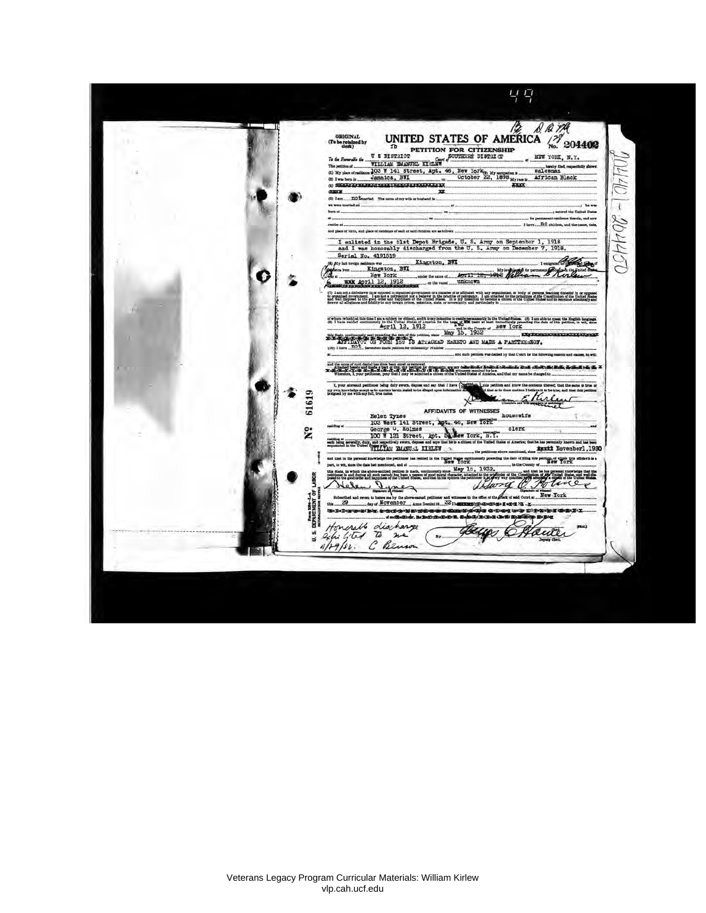49

ORIGINAL (To be retained by clerk)

# UNITED STATES OF AMERICA

No. 204402

## PETITION FOR CITIZENSHIP

To the Honorable the U S DISTRICT Court of SOUTHERN DISTRICT at NEW YORK, N.Y.

The petition of WILLIAM EMANUEL KIRLEW, hereby filed, respectfully shows:

(1) My place of residence is 103 W 141 Street, Apt. 46, New York (2) My occupation is salesman

(3) I was born in Jamaica, BWI on October 22, 1898 My race is African Black

(5) I am not married.

I have no children

I enlisted in the 51st Depot Brigade, U. S. Army on September 1, 1918 and I was honorably discharged from the U. S. Army on December 7, 1918. Serial No. 4191519

(6) My last foreign residence was Kingston, BWI. I emigrated to the United States from Kingston, BWI. My lawful entry for permanent residence in the United States was at New York under the name of William E Kirlew on April 12, 1912 on the vessel unknown

(9) I have resided continuously in the United States of America for the term of two years at least immediately preceding the date of this petition, to wit, since April 12, 1912 and in the County of New York this State, continuously next preceding the date of this petition, since May 15, 1932

AFFIDAVIT ON FORM 159 IS ATTACHED HERETO AND MADE A PART THEREOF.

(10) I have not heretofore made petition for citizenship

I, your aforesaid petitioner being duly sworn, depose and say that I have read this petition and know the contents thereof; that the same is true of my own knowledge except as to matters herein stated to be alleged upon information and belief, and that as to those matters I believe it to be true; and that this petition is signed by me with my full, true name.

William E Kirlew

### AFFIDAVITS OF WITNESSES

Helen Tynes, occupation housewife, residing at 103 West 141 Street, Apt. 46, New York

George W. Holmes, occupation clerk, residing at 100 W 121 Street, Apt. 5, New York, N.Y.

each being severally, duly, and respectively sworn, deposes and says that he is a citizen of the United States of America; that he has personally known and has been acquainted in the United States with WILLIAM EMANUEL KIRLEW, the petitioner above mentioned, since November 1, 1930 and that to his personal knowledge the petitioner has resided in the United States continuously preceding the date of filing this petition, of which this affidavit is a part, to wit, since the date last mentioned, and at New York in the County of New York this State, in which the above-entitled petition is made, continuously since May 15, 1932.

Helen Tynes

George W. Holmes

Subscribed and sworn to before me by the above-named petitioner and witnesses in the office of the Clerk of said Court at New York this 29 day of November, Anno Domini 19 32

George E Hauter, Deputy Clerk

Honorable discharge exhibited to me 11/29/32. C Benson

No. 61619

U.S. DEPARTMENT OF LABOR, NATURALIZATION SERVICE

204402 - 204402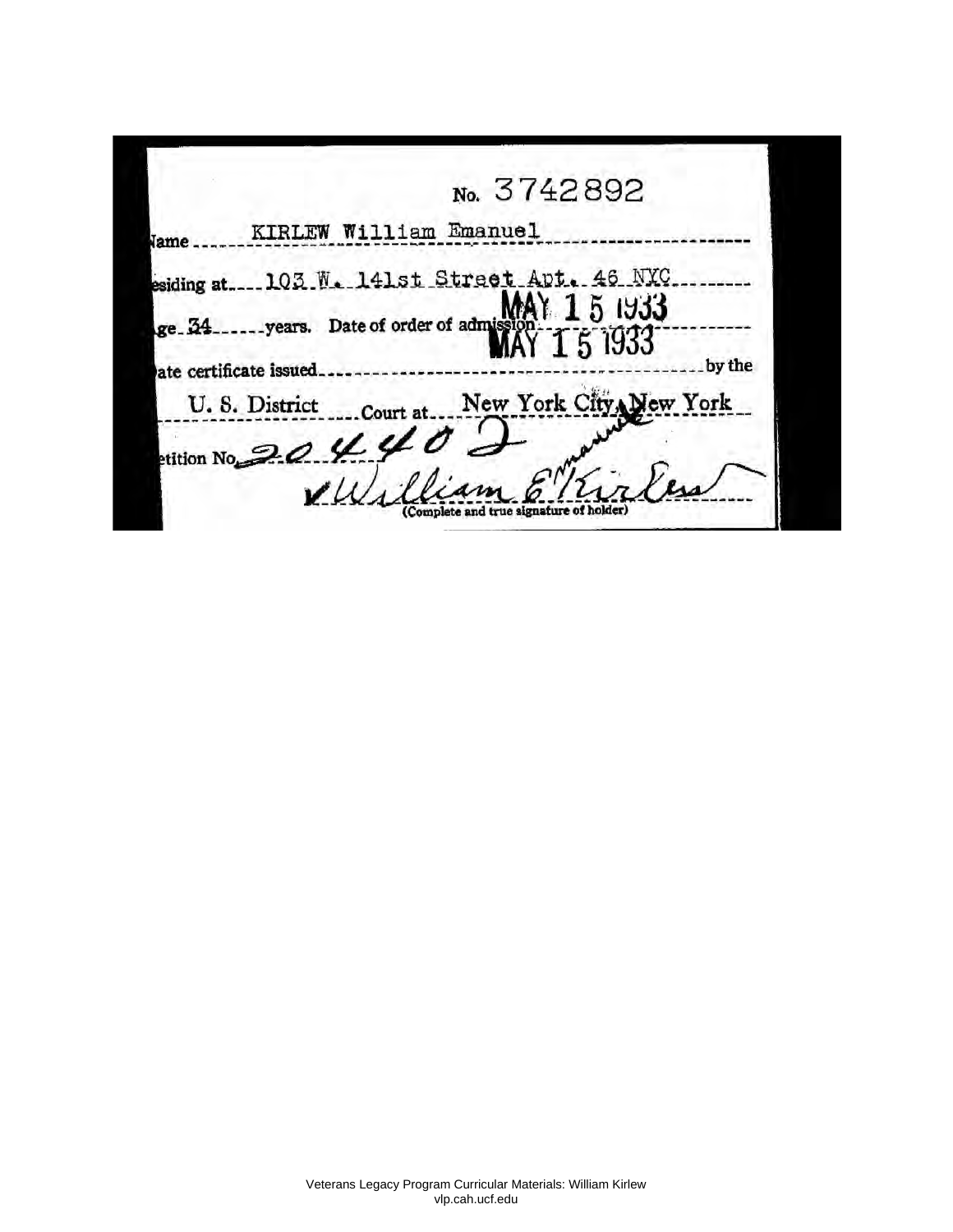No. 3742892

Name KIRLEW William Emanuel

Residing at 103 W. 141st Street Apt. 46 NYC

Age 34 years. Date of order of admission MAY 15 1933

Date certificate issued MAY 15 1933 by the

U. S. District Court at New York City, New York

Petition No. 20440 2

William Emanuel Kirlew

(Complete and true signature of holder)

Veterans Legacy Program Curricular Materials: William Kirlew
vlp.cah.ucf.edu